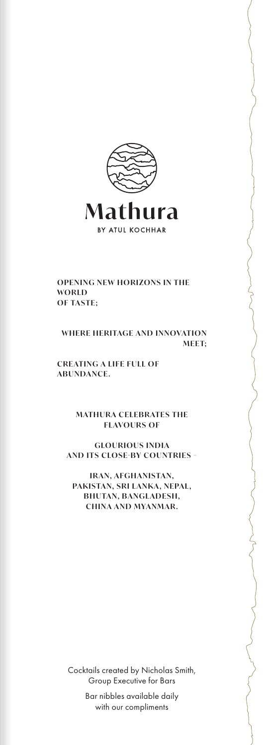# Mathura

BY ATUL KOCHHAR

**OPENING NEW HORIZONS IN THE WORLD OF TASTE;**

**WHERE HERITAGE AND INNOVATION MEET;**

**CREATING A LIFE FULL OF ABUNDANCE.**

**MATHURA CELEBRATES THE FLAVOURS OF**

**GLOURIOUS INDIA AND ITS CLOSE-BY COUNTRIES –**

**IRAN, AFGHANISTAN, PAKISTAN, SRI LANKA, NEPAL, BHUTAN, BANGLADESH, CHINA AND MYANMAR.**

Cocktails created by Nicholas Smith, Group Executive for Bars

Bar nibbles available daily with our compliments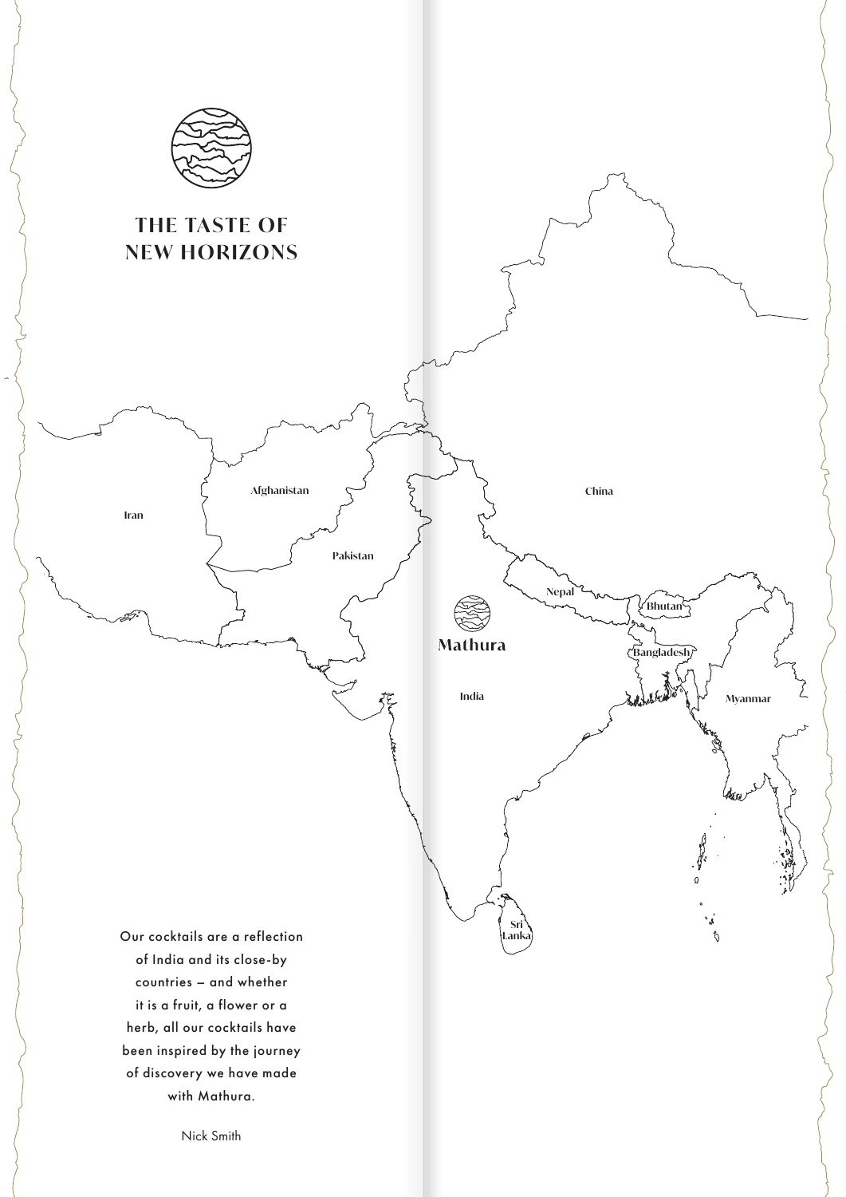# THE TASTE OF NEW HORIZONS

Iran

Afghanistan

Pakistan

China

Nepal

Bhutan

Mathura

Bangladesh

India

Myanmar

Sri Lanka

Our cocktails are a reflection of India and its close-by countries – and whether it is a fruit, a flower or a herb, all our cocktails have been inspired by the journey of discovery we have made with Mathura.

Nick Smith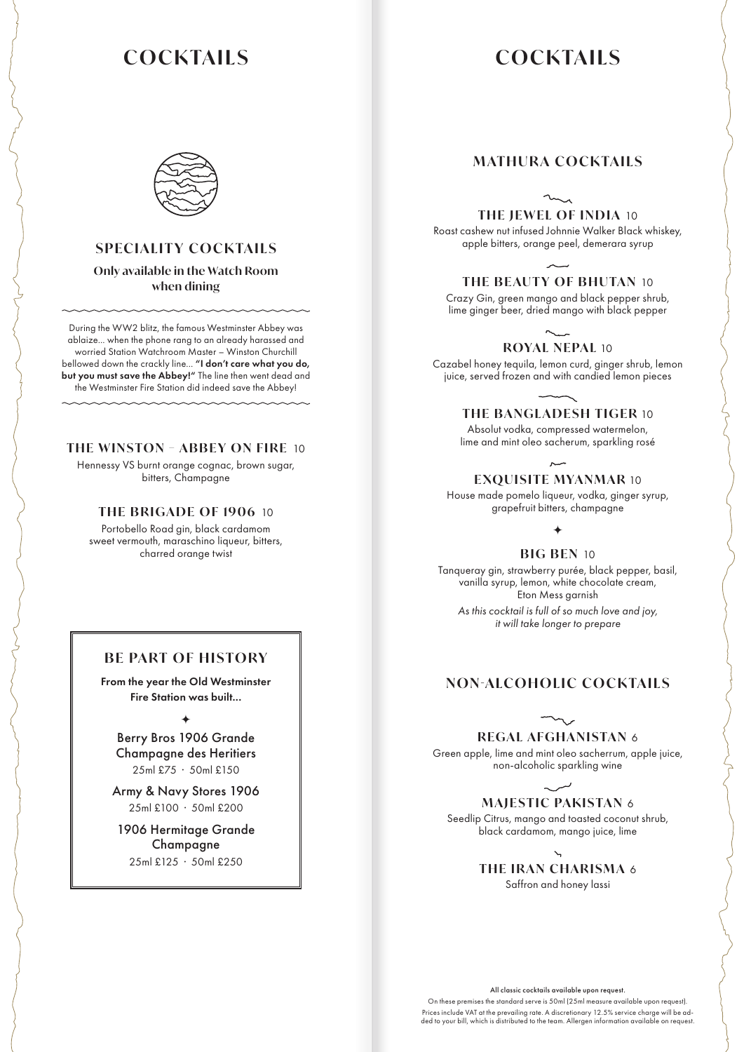# COCKTAILS

## SPECIALITY COCKTAILS

**Only available in the Watch Room when dining**

During the WW2 blitz, the famous Westminster Abbey was ablaize... when the phone rang to an already harassed and worried Station Watchroom Master – Winston Churchill bellowed down the crackly line... **"I don't care what you do, but you must save the Abbey!"** The line then went dead and the Westminster Fire Station did indeed save the Abbey!

### THE WINSTON – ABBEY ON FIRE 10

Hennessy VS burnt orange cognac, brown sugar, bitters, Champagne

### THE BRIGADE OF 1906 10

Portobello Road gin, black cardamom sweet vermouth, maraschino liqueur, bitters, charred orange twist

## BE PART OF HISTORY

**From the year the Old Westminster Fire Station was built...**

✦

Berry Bros 1906 Grande Champagne des Heritiers
25ml £75 · 50ml £150

Army & Navy Stores 1906
25ml £100 · 50ml £200

1906 Hermitage Grande Champagne
25ml £125 · 50ml £250

# COCKTAILS

## MATHURA COCKTAILS

### THE JEWEL OF INDIA 10

Roast cashew nut infused Johnnie Walker Black whiskey, apple bitters, orange peel, demerara syrup

### THE BEAUTY OF BHUTAN 10

Crazy Gin, green mango and black pepper shrub, lime ginger beer, dried mango with black pepper

### ROYAL NEPAL 10

Cazabel honey tequila, lemon curd, ginger shrub, lemon juice, served frozen and with candied lemon pieces

### THE BANGLADESH TIGER 10

Absolut vodka, compressed watermelon, lime and mint oleo sacherum, sparkling rosé

### EXQUISITE MYANMAR 10

House made pomelo liqueur, vodka, ginger syrup, grapefruit bitters, champagne

✦

### BIG BEN 10

Tanqueray gin, strawberry purée, black pepper, basil, vanilla syrup, lemon, white chocolate cream, Eton Mess garnish

*As this cocktail is full of so much love and joy, it will take longer to prepare*

## NON-ALCOHOLIC COCKTAILS

### REGAL AFGHANISTAN 6

Green apple, lime and mint oleo sacherrum, apple juice, non-alcoholic sparkling wine

### MAJESTIC PAKISTAN 6

Seedlip Citrus, mango and toasted coconut shrub, black cardamom, mango juice, lime

### THE IRAN CHARISMA 6

Saffron and honey lassi

**All classic cocktails available upon request.**

On these premises the standard serve is 50ml (25ml measure available upon request).
Prices include VAT at the prevailing rate. A discretionary 12.5% service charge will be added to your bill, which is distributed to the team. Allergen information available on request.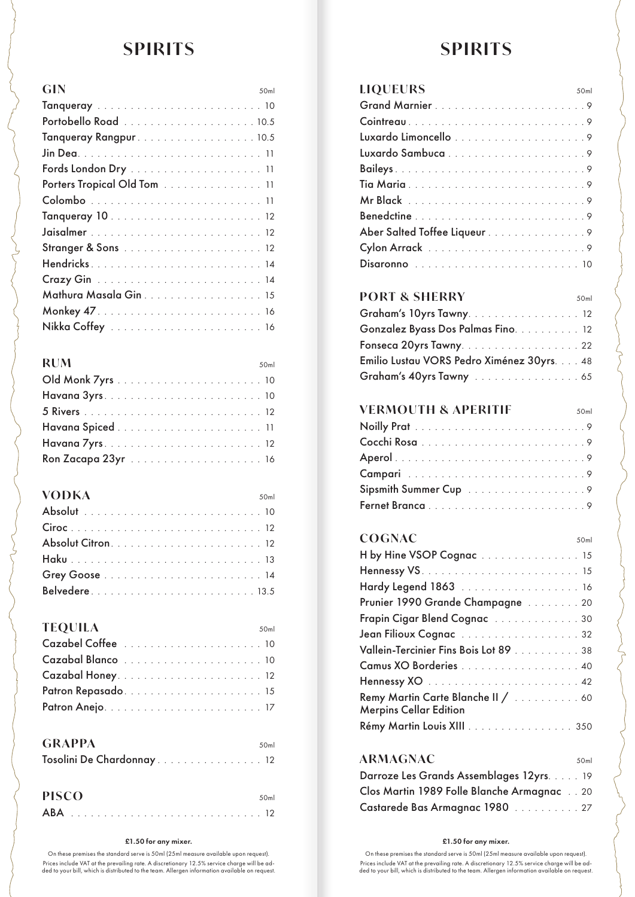# SPIRITS

## GIN

| GIN | 50ml |
|---|---|
| Tanqueray | 10 |
| Portobello Road | 10.5 |
| Tanqueray Rangpur | 10.5 |
| Jin Dea | 11 |
| Fords London Dry | 11 |
| Porters Tropical Old Tom | 11 |
| Colombo | 11 |
| Tanqueray 10 | 12 |
| Jaisalmer | 12 |
| Stranger & Sons | 12 |
| Hendricks | 14 |
| Crazy Gin | 14 |
| Mathura Masala Gin | 15 |
| Monkey 47 | 16 |
| Nikka Coffey | 16 |

## RUM

| RUM | 50ml |
|---|---|
| Old Monk 7yrs | 10 |
| Havana 3yrs | 10 |
| 5 Rivers | 12 |
| Havana Spiced | 11 |
| Havana 7yrs | 12 |
| Ron Zacapa 23yr | 16 |

## VODKA

| VODKA | 50ml |
|---|---|
| Absolut | 10 |
| Ciroc | 12 |
| Absolut Citron | 12 |
| Haku | 13 |
| Grey Goose | 14 |
| Belvedere | 13.5 |

## TEQUILA

| TEQUILA | 50ml |
|---|---|
| Cazabel Coffee | 10 |
| Cazabal Blanco | 10 |
| Cazabal Honey | 12 |
| Patron Repasado | 15 |
| Patron Anejo | 17 |

## GRAPPA

| GRAPPA | 50ml |
|---|---|
| Tosolini De Chardonnay | 12 |

## PISCO

| PISCO | 50ml |
|---|---|
| ABA | 12 |

**£1.50 for any mixer.**

On these premises the standard serve is 50ml (25ml measure available upon request). Prices include VAT at the prevailing rate. A discretionary 12.5% service charge will be added to your bill, which is distributed to the team. Allergen information available on request.

# SPIRITS

## LIQUEURS

| LIQUEURS | 50ml |
|---|---|
| Grand Marnier | 9 |
| Cointreau | 9 |
| Luxardo Limoncello | 9 |
| Luxardo Sambuca | 9 |
| Baileys | 9 |
| Tia Maria | 9 |
| Mr Black | 9 |
| Benedctine | 9 |
| Aber Salted Toffee Liqueur | 9 |
| Cylon Arrack | 9 |
| Disaronno | 10 |

## PORT & SHERRY

| PORT & SHERRY | 50ml |
|---|---|
| Graham's 10yrs Tawny | 12 |
| Gonzalez Byass Dos Palmas Fino | 12 |
| Fonseca 20yrs Tawny | 22 |
| Emilio Lustau VORS Pedro Ximénez 30yrs | 48 |
| Graham's 40yrs Tawny | 65 |

## VERMOUTH & APERITIF

| VERMOUTH & APERITIF | 50ml |
|---|---|
| Noilly Prat | 9 |
| Cocchi Rosa | 9 |
| Aperol | 9 |
| Campari | 9 |
| Sipsmith Summer Cup | 9 |
| Fernet Branca | 9 |

## COGNAC

| COGNAC | 50ml |
|---|---|
| H by Hine VSOP Cognac | 15 |
| Hennessy VS | 15 |
| Hardy Legend 1863 | 16 |
| Prunier 1990 Grande Champagne | 20 |
| Frapin Cigar Blend Cognac | 30 |
| Jean Filioux Cognac | 32 |
| Vallein-Tercinier Fins Bois Lot 89 | 38 |
| Camus XO Borderies | 40 |
| Hennessy XO | 42 |
| Remy Martin Carte Blanche II / Merpins Cellar Edition | 60 |
| Rémy Martin Louis XIII | 350 |

## ARMAGNAC

| ARMAGNAC | 50ml |
|---|---|
| Darroze Les Grands Assemblages 12yrs | 19 |
| Clos Martin 1989 Folle Blanche Armagnac | 20 |
| Castarede Bas Armagnac 1980 | 27 |

**£1.50 for any mixer.**

On these premises the standard serve is 50ml (25ml measure available upon request). Prices include VAT at the prevailing rate. A discretionary 12.5% service charge will be added to your bill, which is distributed to the team. Allergen information available on request.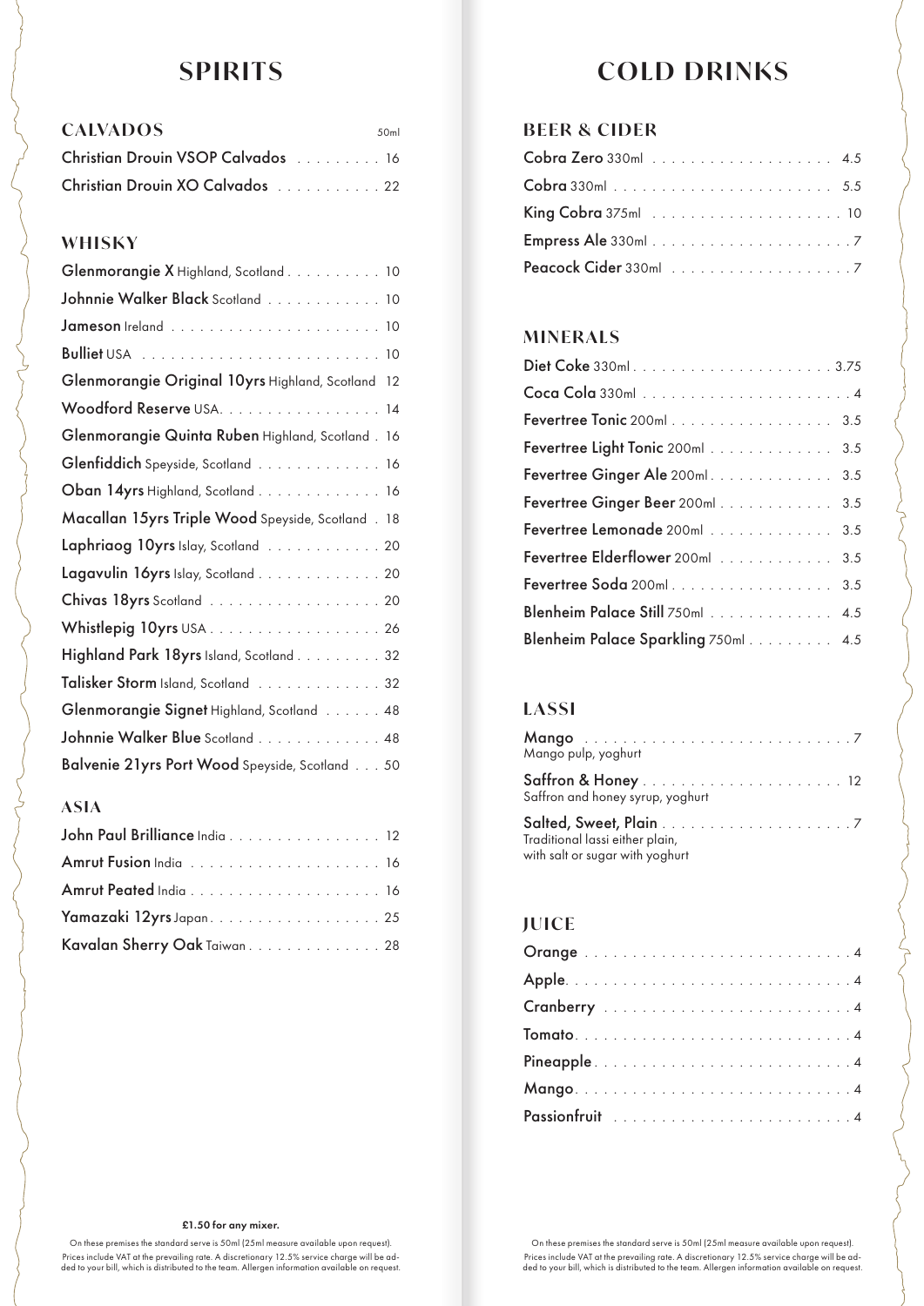# SPIRITS

## CALVADOS

50ml

- **Christian Drouin VSOP Calvados** . . . . . . . . . 16
- **Christian Drouin XO Calvados** . . . . . . . . . . . 22

## WHISKY

- **Glenmorangie X** Highland, Scotland . . . . . . . . . . 10
- **Johnnie Walker Black** Scotland . . . . . . . . . . . . 10
- **Jameson** Ireland . . . . . . . . . . . . . . . . . . . . . . 10
- **Bulliet** USA . . . . . . . . . . . . . . . . . . . . . . . . 10
- **Glenmorangie Original 10yrs** Highland, Scotland 12
- **Woodford Reserve** USA. . . . . . . . . . . . . . . . . 14
- **Glenmorangie Quinta Ruben** Highland, Scotland . 16
- **Glenfiddich** Speyside, Scotland . . . . . . . . . . . . 16
- **Oban 14yrs** Highland, Scotland . . . . . . . . . . . . . 16
- **Macallan 15yrs Triple Wood** Speyside, Scotland . 18
- **Laphriaog 10yrs** Islay, Scotland . . . . . . . . . . . . 20
- **Lagavulin 16yrs** Islay, Scotland . . . . . . . . . . . . . 20
- **Chivas 18yrs** Scotland . . . . . . . . . . . . . . . . . . 20
- **Whistlepig 10yrs** USA . . . . . . . . . . . . . . . . . . 26
- **Highland Park 18yrs** Island, Scotland . . . . . . . . . 32
- **Talisker Storm** Island, Scotland . . . . . . . . . . . . 32
- **Glenmorangie Signet** Highland, Scotland . . . . . . 48
- **Johnnie Walker Blue** Scotland . . . . . . . . . . . . . 48
- **Balvenie 21yrs Port Wood** Speyside, Scotland . . . 50

## ASIA

- **John Paul Brilliance** India . . . . . . . . . . . . . . . . 12
- **Amrut Fusion** India . . . . . . . . . . . . . . . . . . . . 16
- **Amrut Peated** India . . . . . . . . . . . . . . . . . . . . 16
- **Yamazaki 12yrs** Japan. . . . . . . . . . . . . . . . . . . 25
- **Kavalan Sherry Oak** Taiwan . . . . . . . . . . . . . . . 28

**£1.50 for any mixer.**

On these premises the standard serve is 50ml (25ml measure available upon request). Prices include VAT at the prevailing rate. A discretionary 12.5% service charge will be added to your bill, which is distributed to the team. Allergen information available on request.

# COLD DRINKS

## BEER & CIDER

- **Cobra Zero** 330ml . . . . . . . . . . . . . . . . . . 4.5
- **Cobra** 330ml . . . . . . . . . . . . . . . . . . . . . . 5.5
- **King Cobra** 375ml . . . . . . . . . . . . . . . . . . . 10
- **Empress Ale** 330ml . . . . . . . . . . . . . . . . . . . . 7
- **Peacock Cider** 330ml . . . . . . . . . . . . . . . . . . 7

## MINERALS

- **Diet Coke** 330ml . . . . . . . . . . . . . . . . . . . . 3.75
- **Coca Cola** 330ml . . . . . . . . . . . . . . . . . . . . . 4
- **Fevertree Tonic** 200ml . . . . . . . . . . . . . . . . 3.5
- **Fevertree Light Tonic** 200ml . . . . . . . . . . . . 3.5
- **Fevertree Ginger Ale** 200ml . . . . . . . . . . . . . 3.5
- **Fevertree Ginger Beer** 200ml . . . . . . . . . . . . 3.5
- **Fevertree Lemonade** 200ml . . . . . . . . . . . . . 3.5
- **Fevertree Elderflower** 200ml . . . . . . . . . . . . 3.5
- **Fevertree Soda** 200ml . . . . . . . . . . . . . . . . . 3.5
- **Blenheim Palace Still** 750ml . . . . . . . . . . . . 4.5
- **Blenheim Palace Sparkling** 750ml . . . . . . . . . 4.5

## LASSI

**Mango** . . . . . . . . . . . . . . . . . . . . . . . . . . . 7
Mango pulp, yoghurt

**Saffron & Honey** . . . . . . . . . . . . . . . . . . . . 12
Saffron and honey syrup, yoghurt

**Salted, Sweet, Plain** . . . . . . . . . . . . . . . . . . . 7
Traditional lassi either plain, with salt or sugar with yoghurt

## JUICE

- **Orange** . . . . . . . . . . . . . . . . . . . . . . . . . . 4
- **Apple**. . . . . . . . . . . . . . . . . . . . . . . . . . . . 4
- **Cranberry** . . . . . . . . . . . . . . . . . . . . . . . . 4
- **Tomato**. . . . . . . . . . . . . . . . . . . . . . . . . . . 4
- **Pineapple** . . . . . . . . . . . . . . . . . . . . . . . . . 4
- **Mango**. . . . . . . . . . . . . . . . . . . . . . . . . . . . 4
- **Passionfruit** . . . . . . . . . . . . . . . . . . . . . . . . 4

On these premises the standard serve is 50ml (25ml measure available upon request). Prices include VAT at the prevailing rate. A discretionary 12.5% service charge will be added to your bill, which is distributed to the team. Allergen information available on request.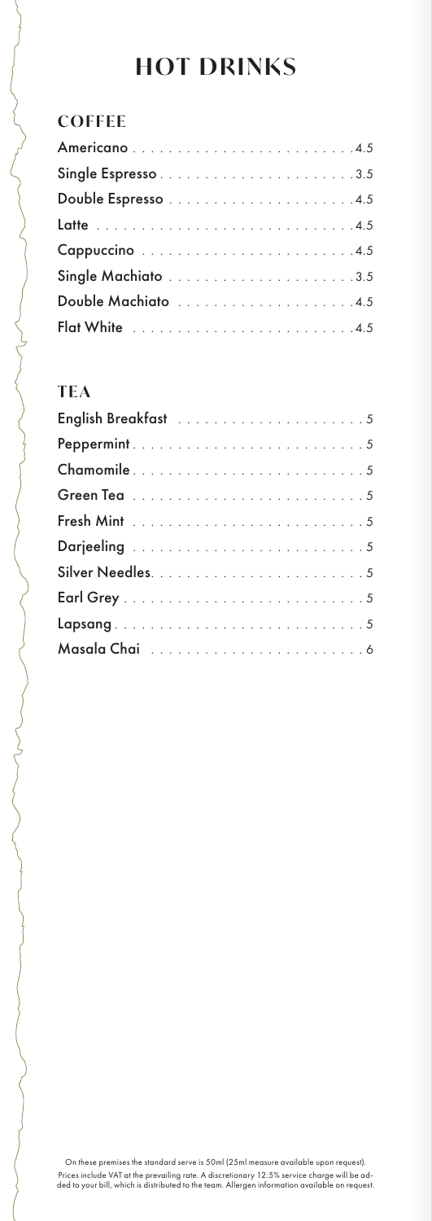# HOT DRINKS

## COFFEE

| | |
|---|---|
| Americano | 4.5 |
| Single Espresso | 3.5 |
| Double Espresso | 4.5 |
| Latte | 4.5 |
| Cappuccino | 4.5 |
| Single Machiato | 3.5 |
| Double Machiato | 4.5 |
| Flat White | 4.5 |

## TEA

| | |
|---|---|
| English Breakfast | 5 |
| Peppermint | 5 |
| Chamomile | 5 |
| Green Tea | 5 |
| Fresh Mint | 5 |
| Darjeeling | 5 |
| Silver Needles | 5 |
| Earl Grey | 5 |
| Lapsang | 5 |
| Masala Chai | 6 |

On these premises the standard serve is 50ml (25ml measure available upon request).

Prices include VAT at the prevailing rate. A discretionary 12.5% service charge will be added to your bill, which is distributed to the team. Allergen information available on request.